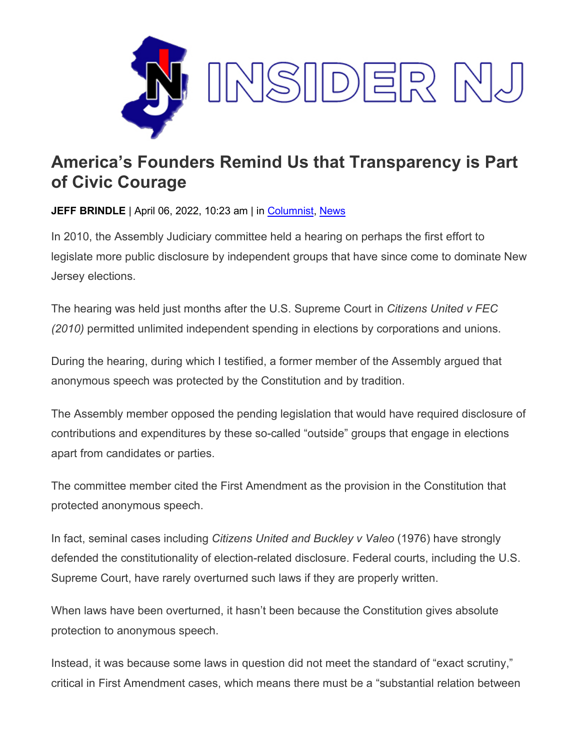# INSIDER NJ

## America's Founders Remind Us that Transparency is Part of Civic Courage

**JEFF BRINDLE** | April 06, 2022, 10:23 am | in Columnist, News

In 2010, the Assembly Judiciary committee held a hearing on perhaps the first effort to legislate more public disclosure by independent groups that have since come to dominate New Jersey elections.

The hearing was held just months after the U.S. Supreme Court in *Citizens United v FEC (2010)* permitted unlimited independent spending in elections by corporations and unions.

During the hearing, during which I testified, a former member of the Assembly argued that anonymous speech was protected by the Constitution and by tradition.

The Assembly member opposed the pending legislation that would have required disclosure of contributions and expenditures by these so-called "outside" groups that engage in elections apart from candidates or parties.

The committee member cited the First Amendment as the provision in the Constitution that protected anonymous speech.

In fact, seminal cases including *Citizens United and Buckley v Valeo* (1976) have strongly defended the constitutionality of election-related disclosure. Federal courts, including the U.S. Supreme Court, have rarely overturned such laws if they are properly written.

When laws have been overturned, it hasn't been because the Constitution gives absolute protection to anonymous speech.

Instead, it was because some laws in question did not meet the standard of "exact scrutiny," critical in First Amendment cases, which means there must be a "substantial relation between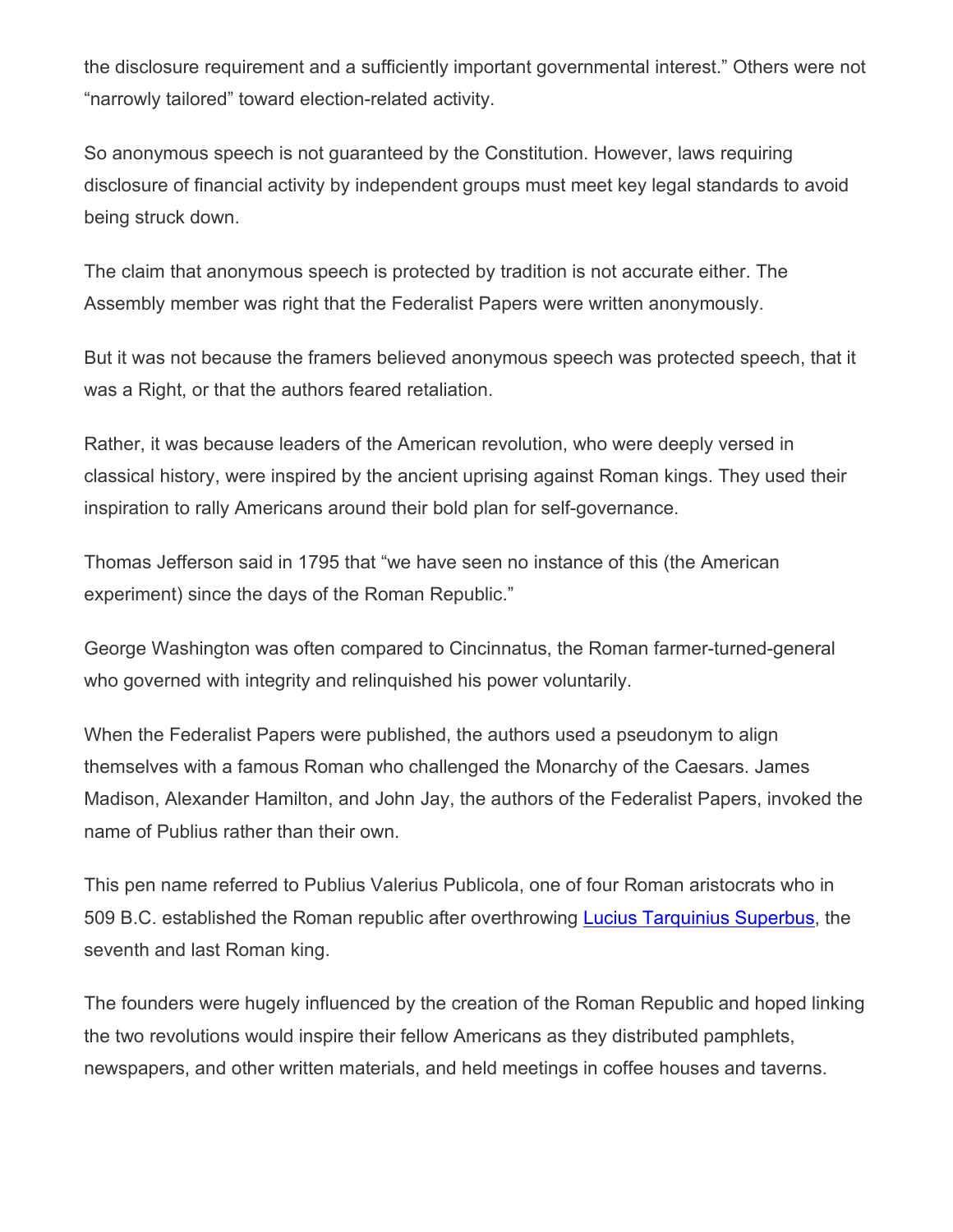the disclosure requirement and a sufficiently important governmental interest." Others were not "narrowly tailored" toward election-related activity.

So anonymous speech is not guaranteed by the Constitution. However, laws requiring disclosure of financial activity by independent groups must meet key legal standards to avoid being struck down.

The claim that anonymous speech is protected by tradition is not accurate either. The Assembly member was right that the Federalist Papers were written anonymously.

But it was not because the framers believed anonymous speech was protected speech, that it was a Right, or that the authors feared retaliation.

Rather, it was because leaders of the American revolution, who were deeply versed in classical history, were inspired by the ancient uprising against Roman kings. They used their inspiration to rally Americans around their bold plan for self-governance.

Thomas Jefferson said in 1795 that "we have seen no instance of this (the American experiment) since the days of the Roman Republic."

George Washington was often compared to Cincinnatus, the Roman farmer-turned-general who governed with integrity and relinquished his power voluntarily.

When the Federalist Papers were published, the authors used a pseudonym to align themselves with a famous Roman who challenged the Monarchy of the Caesars. James Madison, Alexander Hamilton, and John Jay, the authors of the Federalist Papers, invoked the name of Publius rather than their own.

This pen name referred to Publius Valerius Publicola, one of four Roman aristocrats who in 509 B.C. established the Roman republic after overthrowing Lucius Tarquinius Superbus, the seventh and last Roman king.

The founders were hugely influenced by the creation of the Roman Republic and hoped linking the two revolutions would inspire their fellow Americans as they distributed pamphlets, newspapers, and other written materials, and held meetings in coffee houses and taverns.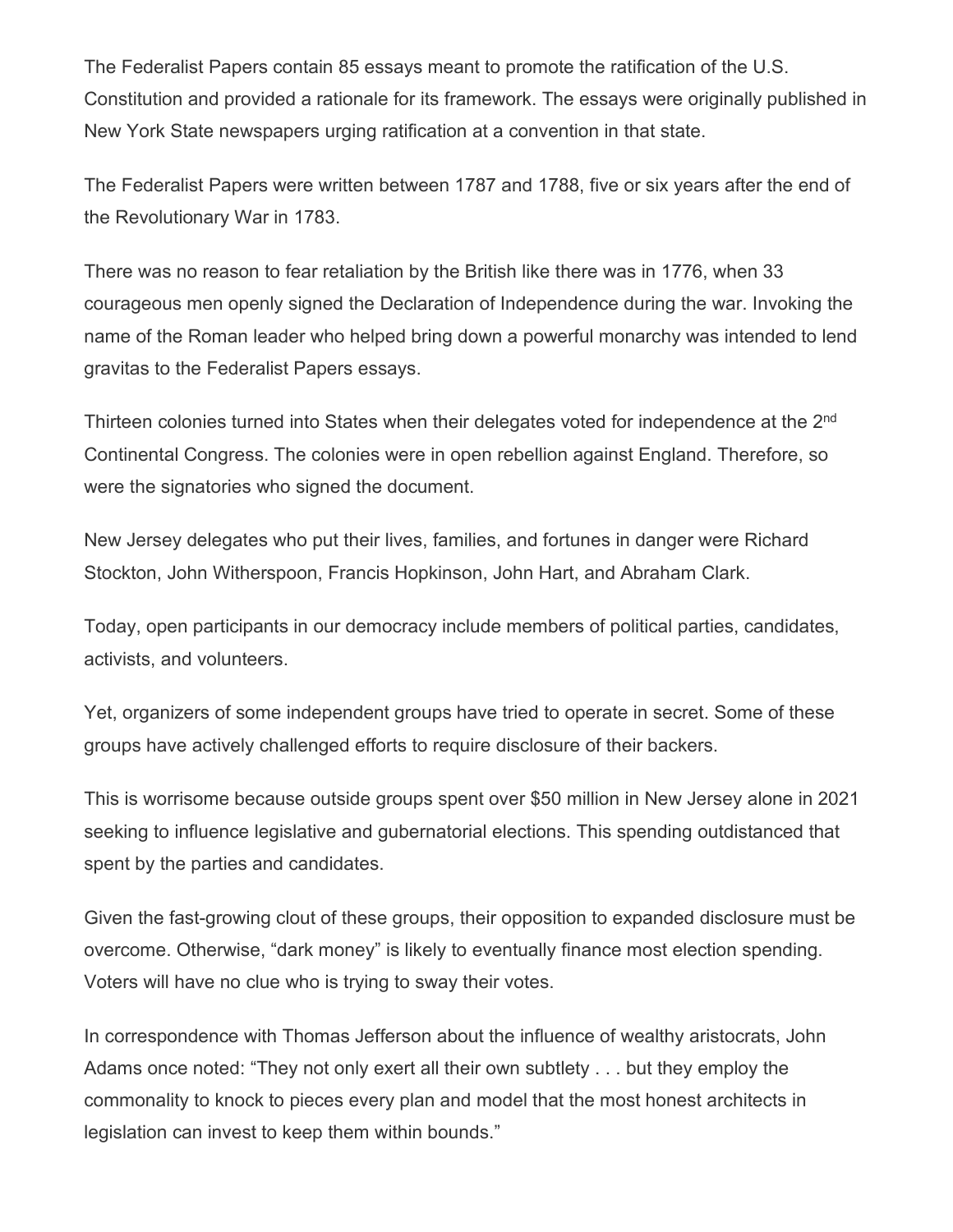The Federalist Papers contain 85 essays meant to promote the ratification of the U.S. Constitution and provided a rationale for its framework. The essays were originally published in New York State newspapers urging ratification at a convention in that state.

The Federalist Papers were written between 1787 and 1788, five or six years after the end of the Revolutionary War in 1783.

There was no reason to fear retaliation by the British like there was in 1776, when 33 courageous men openly signed the Declaration of Independence during the war. Invoking the name of the Roman leader who helped bring down a powerful monarchy was intended to lend gravitas to the Federalist Papers essays.

Thirteen colonies turned into States when their delegates voted for independence at the 2nd Continental Congress. The colonies were in open rebellion against England. Therefore, so were the signatories who signed the document.

New Jersey delegates who put their lives, families, and fortunes in danger were Richard Stockton, John Witherspoon, Francis Hopkinson, John Hart, and Abraham Clark.

Today, open participants in our democracy include members of political parties, candidates, activists, and volunteers.

Yet, organizers of some independent groups have tried to operate in secret. Some of these groups have actively challenged efforts to require disclosure of their backers.

This is worrisome because outside groups spent over $50 million in New Jersey alone in 2021 seeking to influence legislative and gubernatorial elections. This spending outdistanced that spent by the parties and candidates.

Given the fast-growing clout of these groups, their opposition to expanded disclosure must be overcome. Otherwise, "dark money" is likely to eventually finance most election spending. Voters will have no clue who is trying to sway their votes.

In correspondence with Thomas Jefferson about the influence of wealthy aristocrats, John Adams once noted: "They not only exert all their own subtlety . . . but they employ the commonality to knock to pieces every plan and model that the most honest architects in legislation can invest to keep them within bounds."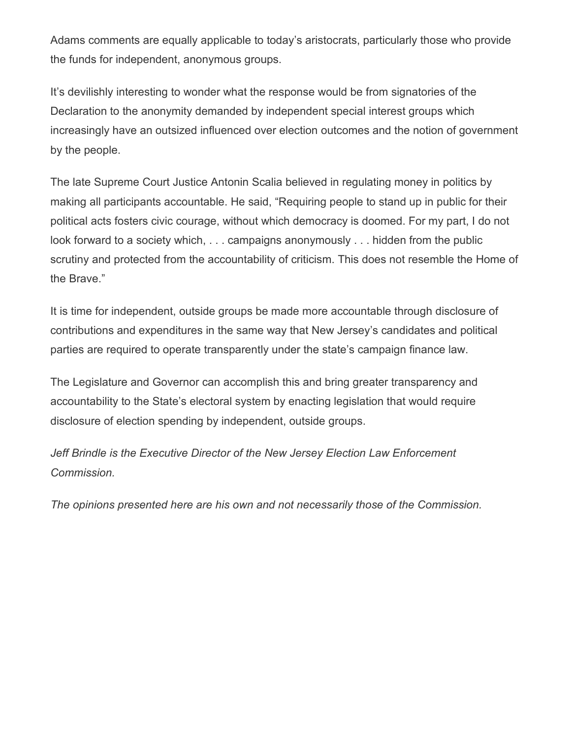Adams comments are equally applicable to today's aristocrats, particularly those who provide the funds for independent, anonymous groups.

It's devilishly interesting to wonder what the response would be from signatories of the Declaration to the anonymity demanded by independent special interest groups which increasingly have an outsized influenced over election outcomes and the notion of government by the people.

The late Supreme Court Justice Antonin Scalia believed in regulating money in politics by making all participants accountable. He said, "Requiring people to stand up in public for their political acts fosters civic courage, without which democracy is doomed. For my part, I do not look forward to a society which, . . . campaigns anonymously . . . hidden from the public scrutiny and protected from the accountability of criticism. This does not resemble the Home of the Brave."

It is time for independent, outside groups be made more accountable through disclosure of contributions and expenditures in the same way that New Jersey's candidates and political parties are required to operate transparently under the state's campaign finance law.

The Legislature and Governor can accomplish this and bring greater transparency and accountability to the State's electoral system by enacting legislation that would require disclosure of election spending by independent, outside groups.

*Jeff Brindle is the Executive Director of the New Jersey Election Law Enforcement Commission.*

*The opinions presented here are his own and not necessarily those of the Commission.*